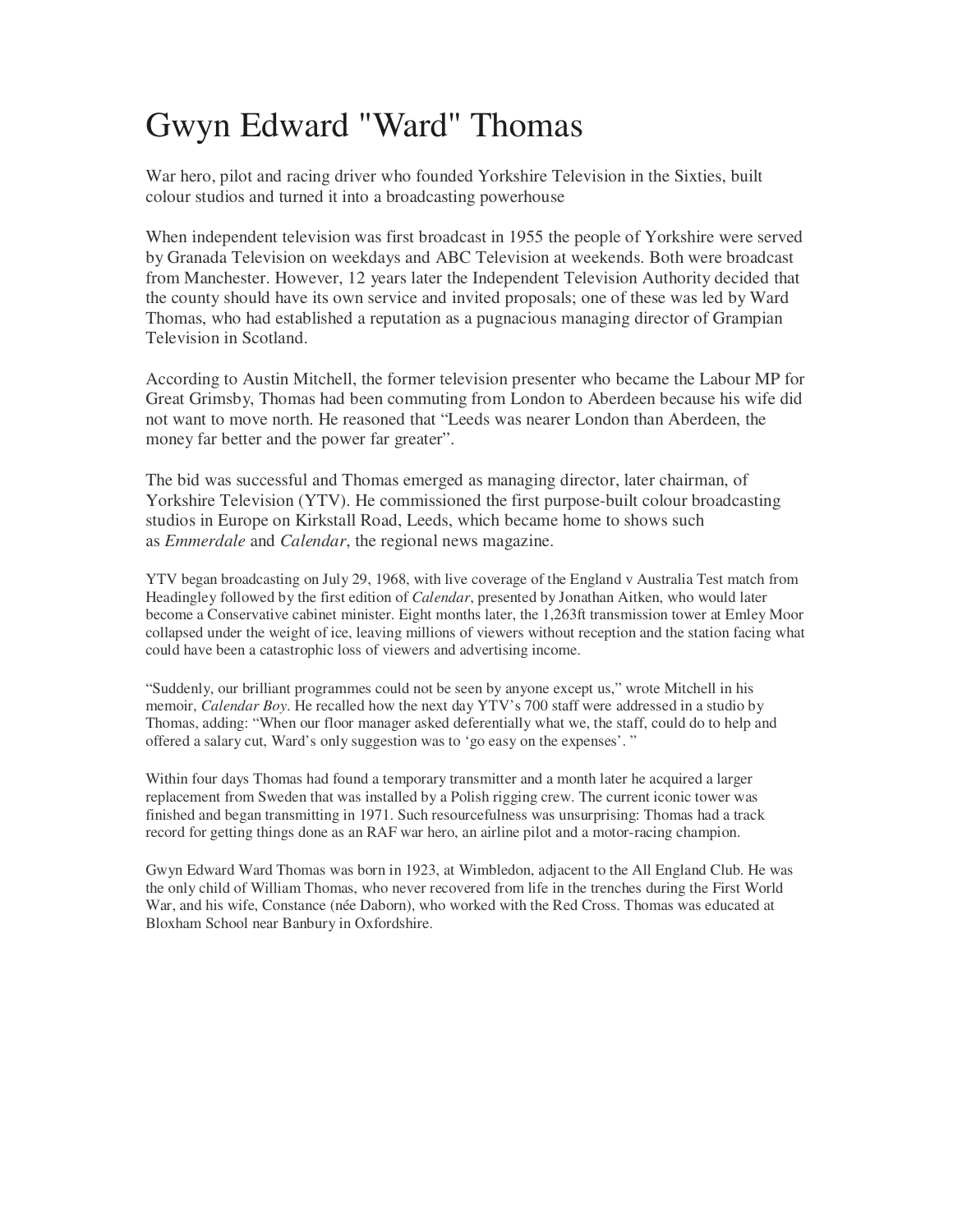# Gwyn Edward "Ward" Thomas

War hero, pilot and racing driver who founded Yorkshire Television in the Sixties, built colour studios and turned it into a broadcasting powerhouse

When independent television was first broadcast in 1955 the people of Yorkshire were served by Granada Television on weekdays and ABC Television at weekends. Both were broadcast from Manchester. However, 12 years later the Independent Television Authority decided that the county should have its own service and invited proposals; one of these was led by Ward Thomas, who had established a reputation as a pugnacious managing director of Grampian Television in Scotland.

According to Austin Mitchell, the former television presenter who became the Labour MP for Great Grimsby, Thomas had been commuting from London to Aberdeen because his wife did not want to move north. He reasoned that "Leeds was nearer London than Aberdeen, the money far better and the power far greater".

The bid was successful and Thomas emerged as managing director, later chairman, of Yorkshire Television (YTV). He commissioned the first purpose-built colour broadcasting studios in Europe on Kirkstall Road, Leeds, which became home to shows such as *Emmerdale* and *Calendar*, the regional news magazine.

YTV began broadcasting on July 29, 1968, with live coverage of the England v Australia Test match from Headingley followed by the first edition of *Calendar*, presented by Jonathan Aitken, who would later become a Conservative cabinet minister. Eight months later, the 1,263ft transmission tower at Emley Moor collapsed under the weight of ice, leaving millions of viewers without reception and the station facing what could have been a catastrophic loss of viewers and advertising income.

"Suddenly, our brilliant programmes could not be seen by anyone except us," wrote Mitchell in his memoir, *Calendar Boy*. He recalled how the next day YTV's 700 staff were addressed in a studio by Thomas, adding: "When our floor manager asked deferentially what we, the staff, could do to help and offered a salary cut, Ward's only suggestion was to 'go easy on the expenses'. "

Within four days Thomas had found a temporary transmitter and a month later he acquired a larger replacement from Sweden that was installed by a Polish rigging crew. The current iconic tower was finished and began transmitting in 1971. Such resourcefulness was unsurprising: Thomas had a track record for getting things done as an RAF war hero, an airline pilot and a motor-racing champion.

Gwyn Edward Ward Thomas was born in 1923, at Wimbledon, adjacent to the All England Club. He was the only child of William Thomas, who never recovered from life in the trenches during the First World War, and his wife, Constance (née Daborn), who worked with the Red Cross. Thomas was educated at Bloxham School near Banbury in Oxfordshire.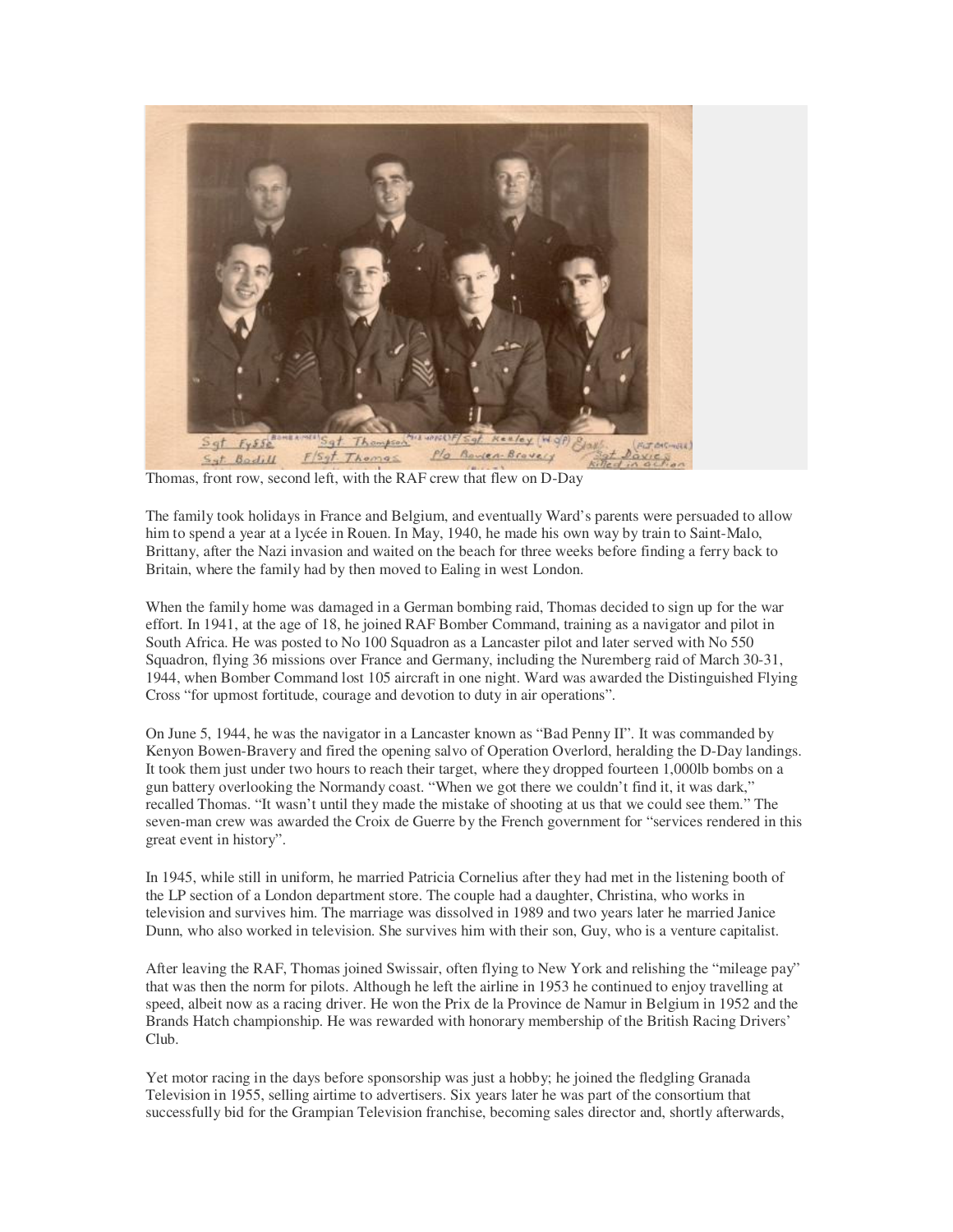Thomas, front row, second left, with the RAF crew that flew on D-Day

The family took holidays in France and Belgium, and eventually Ward's parents were persuaded to allow him to spend a year at a lycée in Rouen. In May, 1940, he made his own way by train to Saint-Malo, Brittany, after the Nazi invasion and waited on the beach for three weeks before finding a ferry back to Britain, where the family had by then moved to Ealing in west London.

When the family home was damaged in a German bombing raid, Thomas decided to sign up for the war effort. In 1941, at the age of 18, he joined RAF Bomber Command, training as a navigator and pilot in South Africa. He was posted to No 100 Squadron as a Lancaster pilot and later served with No 550 Squadron, flying 36 missions over France and Germany, including the Nuremberg raid of March 30-31, 1944, when Bomber Command lost 105 aircraft in one night. Ward was awarded the Distinguished Flying Cross "for upmost fortitude, courage and devotion to duty in air operations".

On June 5, 1944, he was the navigator in a Lancaster known as "Bad Penny II". It was commanded by Kenyon Bowen-Bravery and fired the opening salvo of Operation Overlord, heralding the D-Day landings. It took them just under two hours to reach their target, where they dropped fourteen 1,000lb bombs on a gun battery overlooking the Normandy coast. "When we got there we couldn't find it, it was dark," recalled Thomas. "It wasn't until they made the mistake of shooting at us that we could see them." The seven-man crew was awarded the Croix de Guerre by the French government for "services rendered in this great event in history".

In 1945, while still in uniform, he married Patricia Cornelius after they had met in the listening booth of the LP section of a London department store. The couple had a daughter, Christina, who works in television and survives him. The marriage was dissolved in 1989 and two years later he married Janice Dunn, who also worked in television. She survives him with their son, Guy, who is a venture capitalist.

After leaving the RAF, Thomas joined Swissair, often flying to New York and relishing the "mileage pay" that was then the norm for pilots. Although he left the airline in 1953 he continued to enjoy travelling at speed, albeit now as a racing driver. He won the Prix de la Province de Namur in Belgium in 1952 and the Brands Hatch championship. He was rewarded with honorary membership of the British Racing Drivers' Club.

Yet motor racing in the days before sponsorship was just a hobby; he joined the fledgling Granada Television in 1955, selling airtime to advertisers. Six years later he was part of the consortium that successfully bid for the Grampian Television franchise, becoming sales director and, shortly afterwards,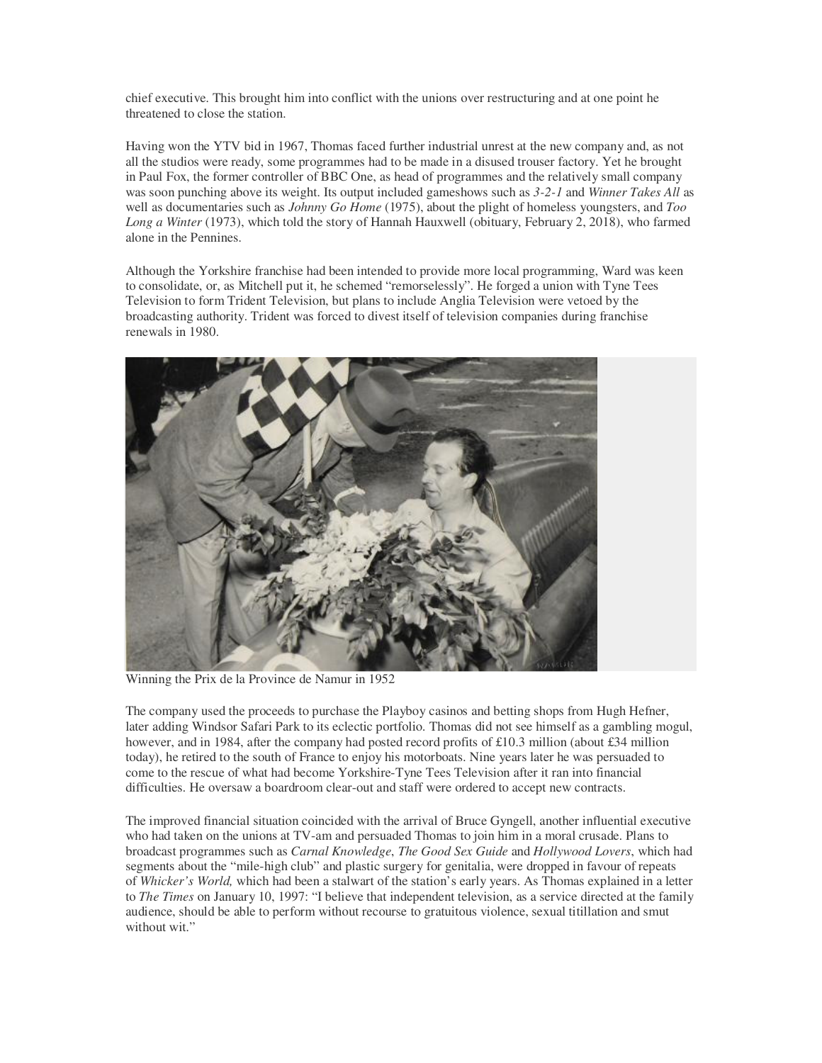chief executive. This brought him into conflict with the unions over restructuring and at one point he threatened to close the station.

Having won the YTV bid in 1967, Thomas faced further industrial unrest at the new company and, as not all the studios were ready, some programmes had to be made in a disused trouser factory. Yet he brought in Paul Fox, the former controller of BBC One, as head of programmes and the relatively small company was soon punching above its weight. Its output included gameshows such as *3-2-1* and *Winner Takes All* as well as documentaries such as *Johnny Go Home* (1975), about the plight of homeless youngsters, and *Too Long a Winter* (1973), which told the story of Hannah Hauxwell (obituary, February 2, 2018), who farmed alone in the Pennines.

Although the Yorkshire franchise had been intended to provide more local programming, Ward was keen to consolidate, or, as Mitchell put it, he schemed "remorselessly". He forged a union with Tyne Tees Television to form Trident Television, but plans to include Anglia Television were vetoed by the broadcasting authority. Trident was forced to divest itself of television companies during franchise renewals in 1980.

Winning the Prix de la Province de Namur in 1952

The company used the proceeds to purchase the Playboy casinos and betting shops from Hugh Hefner, later adding Windsor Safari Park to its eclectic portfolio. Thomas did not see himself as a gambling mogul, however, and in 1984, after the company had posted record profits of £10.3 million (about £34 million today), he retired to the south of France to enjoy his motorboats. Nine years later he was persuaded to come to the rescue of what had become Yorkshire-Tyne Tees Television after it ran into financial difficulties. He oversaw a boardroom clear-out and staff were ordered to accept new contracts.

The improved financial situation coincided with the arrival of Bruce Gyngell, another influential executive who had taken on the unions at TV-am and persuaded Thomas to join him in a moral crusade. Plans to broadcast programmes such as *Carnal Knowledge*, *The Good Sex Guide* and *Hollywood Lovers*, which had segments about the "mile-high club" and plastic surgery for genitalia, were dropped in favour of repeats of *Whicker's World,* which had been a stalwart of the station's early years. As Thomas explained in a letter to *The Times* on January 10, 1997: "I believe that independent television, as a service directed at the family audience, should be able to perform without recourse to gratuitous violence, sexual titillation and smut without wit."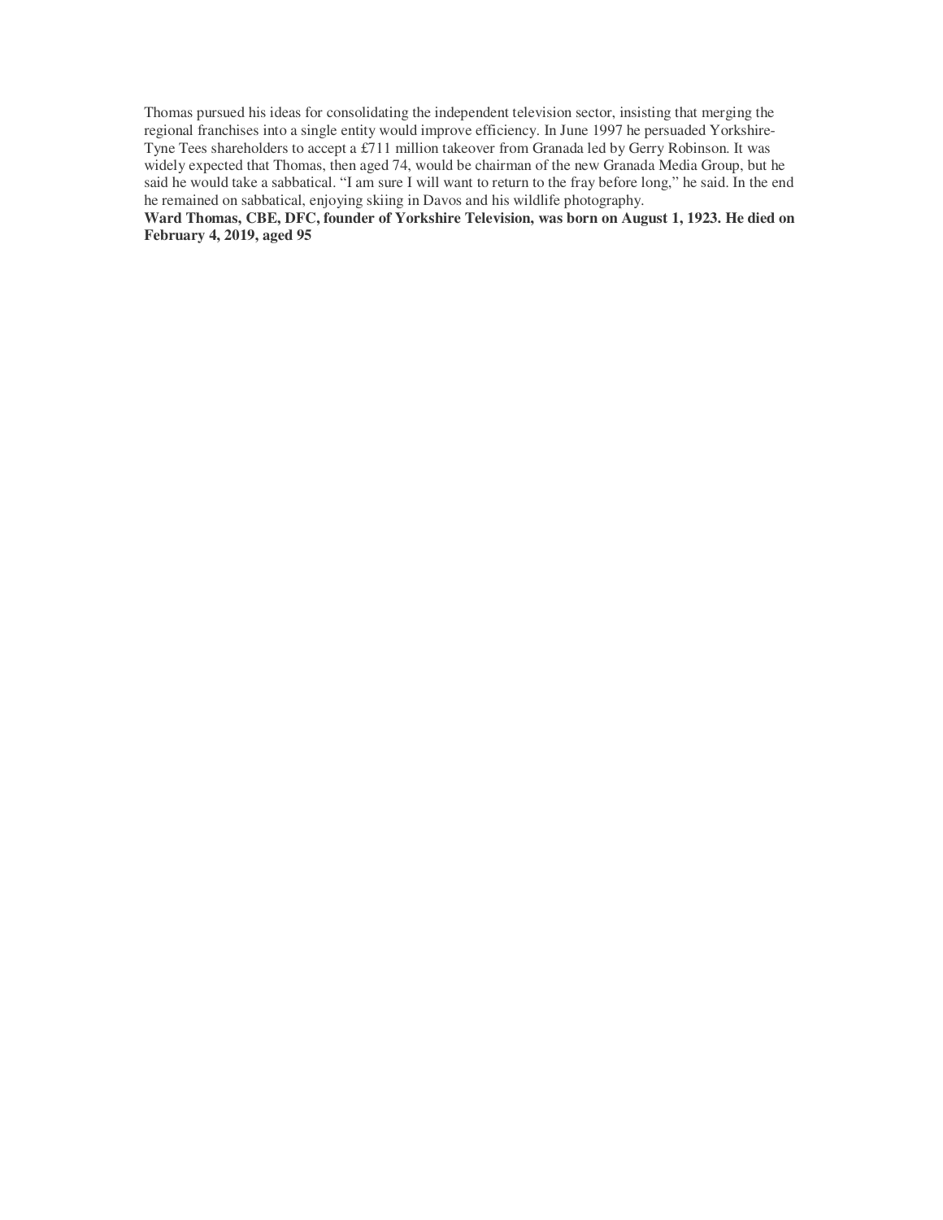Thomas pursued his ideas for consolidating the independent television sector, insisting that merging the regional franchises into a single entity would improve efficiency. In June 1997 he persuaded Yorkshire-Tyne Tees shareholders to accept a £711 million takeover from Granada led by Gerry Robinson. It was widely expected that Thomas, then aged 74, would be chairman of the new Granada Media Group, but he said he would take a sabbatical. "I am sure I will want to return to the fray before long," he said. In the end he remained on sabbatical, enjoying skiing in Davos and his wildlife photography.

**Ward Thomas, CBE, DFC, founder of Yorkshire Television, was born on August 1, 1923. He died on February 4, 2019, aged 95**